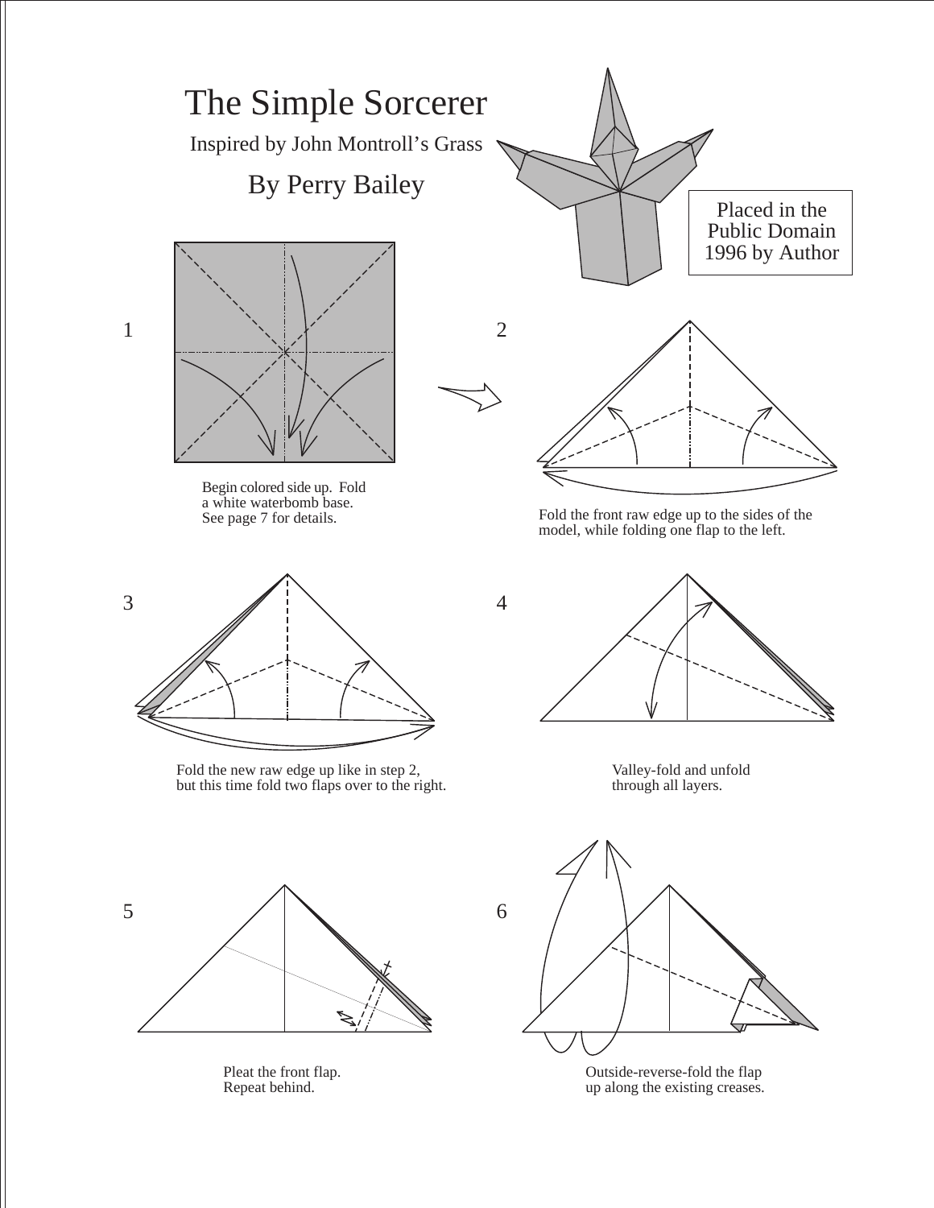# The Simple Sorcerer

Inspired by John Montroll's Grass

By Perry Bailey

Placed in the Public Domain 1996 by Author

1

Begin colored side up. Fold a white waterbomb base. See page 7 for details.

2

Fold the front raw edge up to the sides of the model, while folding one flap to the left.

3

Fold the new raw edge up like in step 2, but this time fold two flaps over to the right.

4

Valley-fold and unfold through all layers.

5

Pleat the front flap. Repeat behind.

6

Outside-reverse-fold the flap up along the existing creases.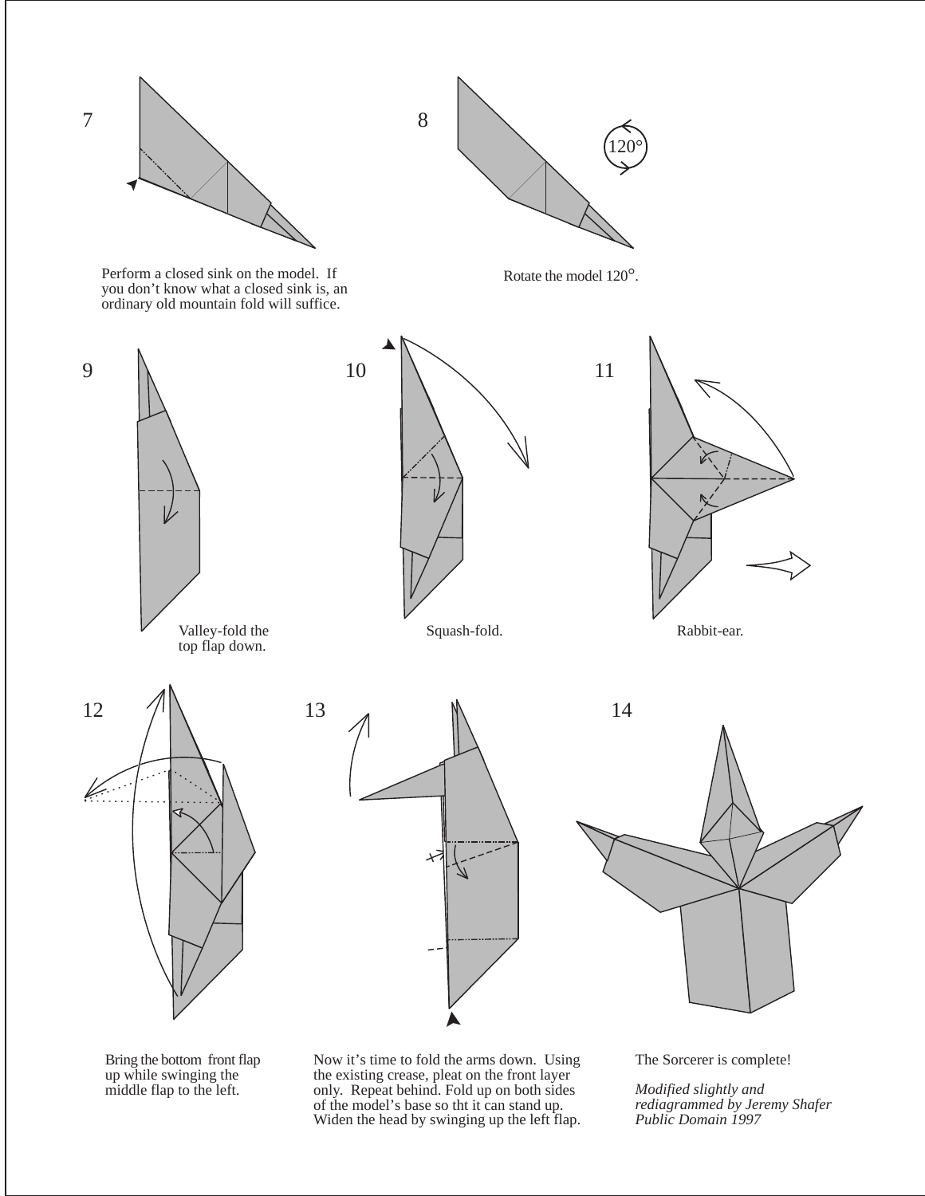7

Perform a closed sink on the model. If you don't know what a closed sink is, an ordinary old mountain fold will suffice.

8

120°

Rotate the model 120°.

9

Valley-fold the top flap down.

10

Squash-fold.

11

Rabbit-ear.

12

Bring the bottom front flap up while swinging the middle flap to the left.

13

Now it's time to fold the arms down. Using the existing crease, pleat on the front layer only. Repeat behind. Fold up on both sides of the model's base so tht it can stand up. Widen the head by swinging up the left flap.

14

The Sorcerer is complete!

*Modified slightly and rediagrammed by Jeremy Shafer Public Domain 1997*